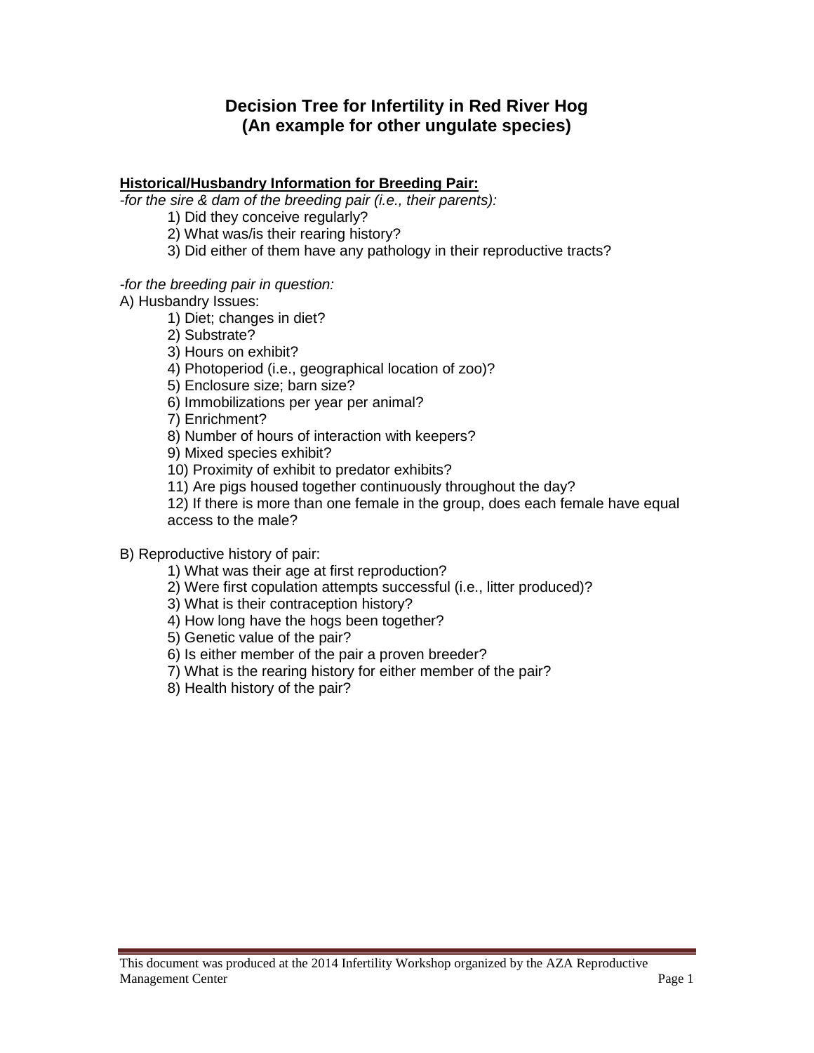# Decision Tree for Infertility in Red River Hog
## (An example for other ungulate species)

**Historical/Husbandry Information for Breeding Pair:**

*-for the sire & dam of the breeding pair (i.e., their parents):*

1) Did they conceive regularly?
2) What was/is their rearing history?
3) Did either of them have any pathology in their reproductive tracts?

*-for the breeding pair in question:*

A) Husbandry Issues:

1) Diet; changes in diet?
2) Substrate?
3) Hours on exhibit?
4) Photoperiod (i.e., geographical location of zoo)?
5) Enclosure size; barn size?
6) Immobilizations per year per animal?
7) Enrichment?
8) Number of hours of interaction with keepers?
9) Mixed species exhibit?
10) Proximity of exhibit to predator exhibits?
11) Are pigs housed together continuously throughout the day?
12) If there is more than one female in the group, does each female have equal access to the male?

B) Reproductive history of pair:

1) What was their age at first reproduction?
2) Were first copulation attempts successful (i.e., litter produced)?
3) What is their contraception history?
4) How long have the hogs been together?
5) Genetic value of the pair?
6) Is either member of the pair a proven breeder?
7) What is the rearing history for either member of the pair?
8) Health history of the pair?

This document was produced at the 2014 Infertility Workshop organized by the AZA Reproductive Management Center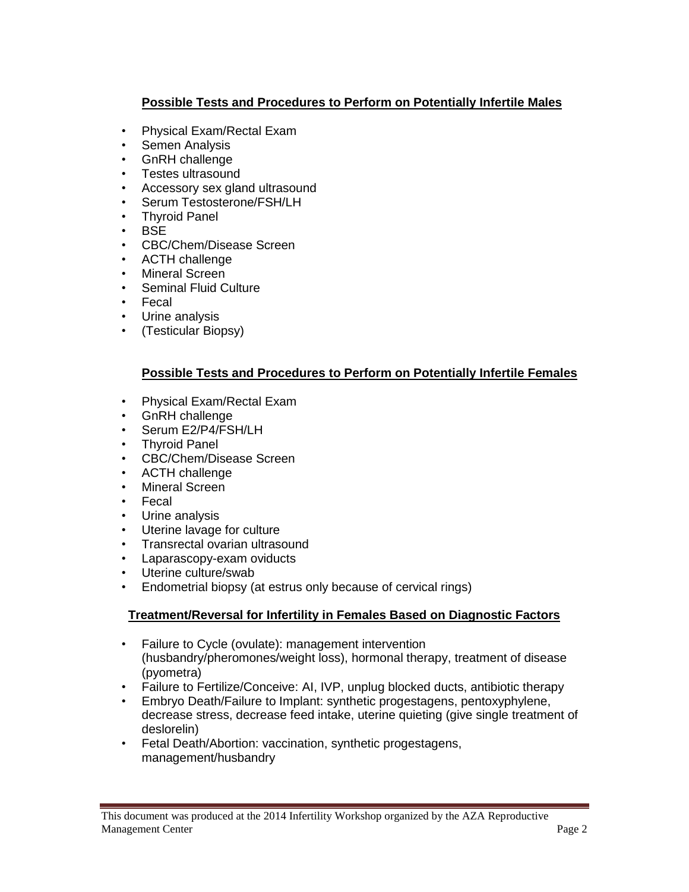## Possible Tests and Procedures to Perform on Potentially Infertile Males

- Physical Exam/Rectal Exam
- Semen Analysis
- GnRH challenge
- Testes ultrasound
- Accessory sex gland ultrasound
- Serum Testosterone/FSH/LH
- Thyroid Panel
- BSE
- CBC/Chem/Disease Screen
- ACTH challenge
- Mineral Screen
- Seminal Fluid Culture
- Fecal
- Urine analysis
- (Testicular Biopsy)

## Possible Tests and Procedures to Perform on Potentially Infertile Females

- Physical Exam/Rectal Exam
- GnRH challenge
- Serum E2/P4/FSH/LH
- Thyroid Panel
- CBC/Chem/Disease Screen
- ACTH challenge
- Mineral Screen
- Fecal
- Urine analysis
- Uterine lavage for culture
- Transrectal ovarian ultrasound
- Laparascopy-exam oviducts
- Uterine culture/swab
- Endometrial biopsy (at estrus only because of cervical rings)

## Treatment/Reversal for Infertility in Females Based on Diagnostic Factors

- Failure to Cycle (ovulate): management intervention (husbandry/pheromones/weight loss), hormonal therapy, treatment of disease (pyometra)
- Failure to Fertilize/Conceive: AI, IVP, unplug blocked ducts, antibiotic therapy
- Embryo Death/Failure to Implant: synthetic progestagens, pentoxyphylene, decrease stress, decrease feed intake, uterine quieting (give single treatment of deslorelin)
- Fetal Death/Abortion: vaccination, synthetic progestagens, management/husbandry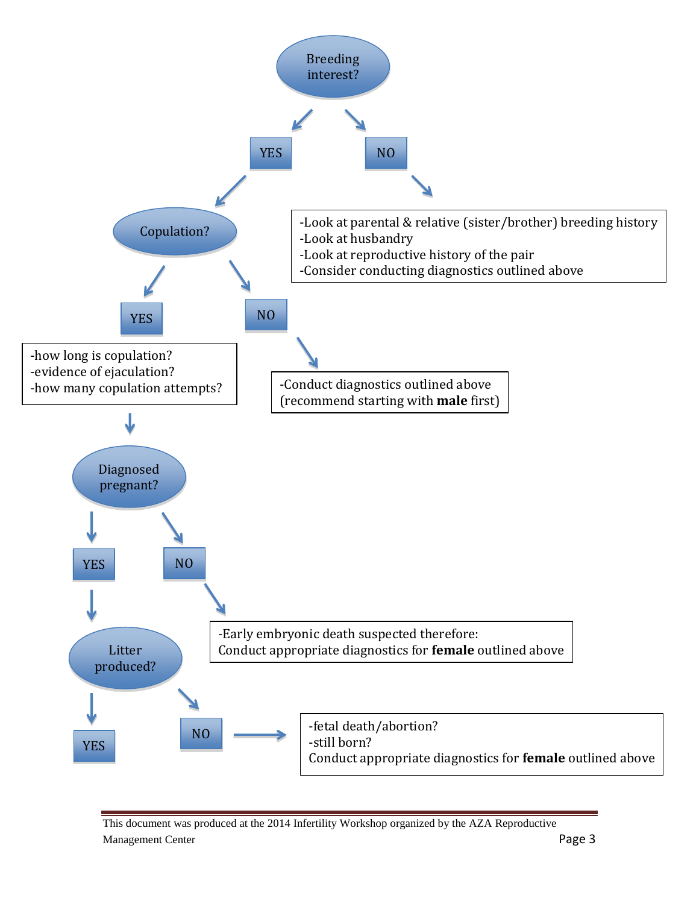Breeding interest?

YES

NO

-Look at parental & relative (sister/brother) breeding history
-Look at husbandry
-Look at reproductive history of the pair
-Consider conducting diagnostics outlined above

Copulation?

YES

-how long is copulation?
-evidence of ejaculation?
-how many copulation attempts?

NO

-Conduct diagnostics outlined above
(recommend starting with **male** first)

Diagnosed pregnant?

YES

NO

-Early embryonic death suspected therefore:
Conduct appropriate diagnostics for **female** outlined above

Litter produced?

YES

NO

-fetal death/abortion?
-still born?
Conduct appropriate diagnostics for **female** outlined above

This document was produced at the 2014 Infertility Workshop organized by the AZA Reproductive Management Center